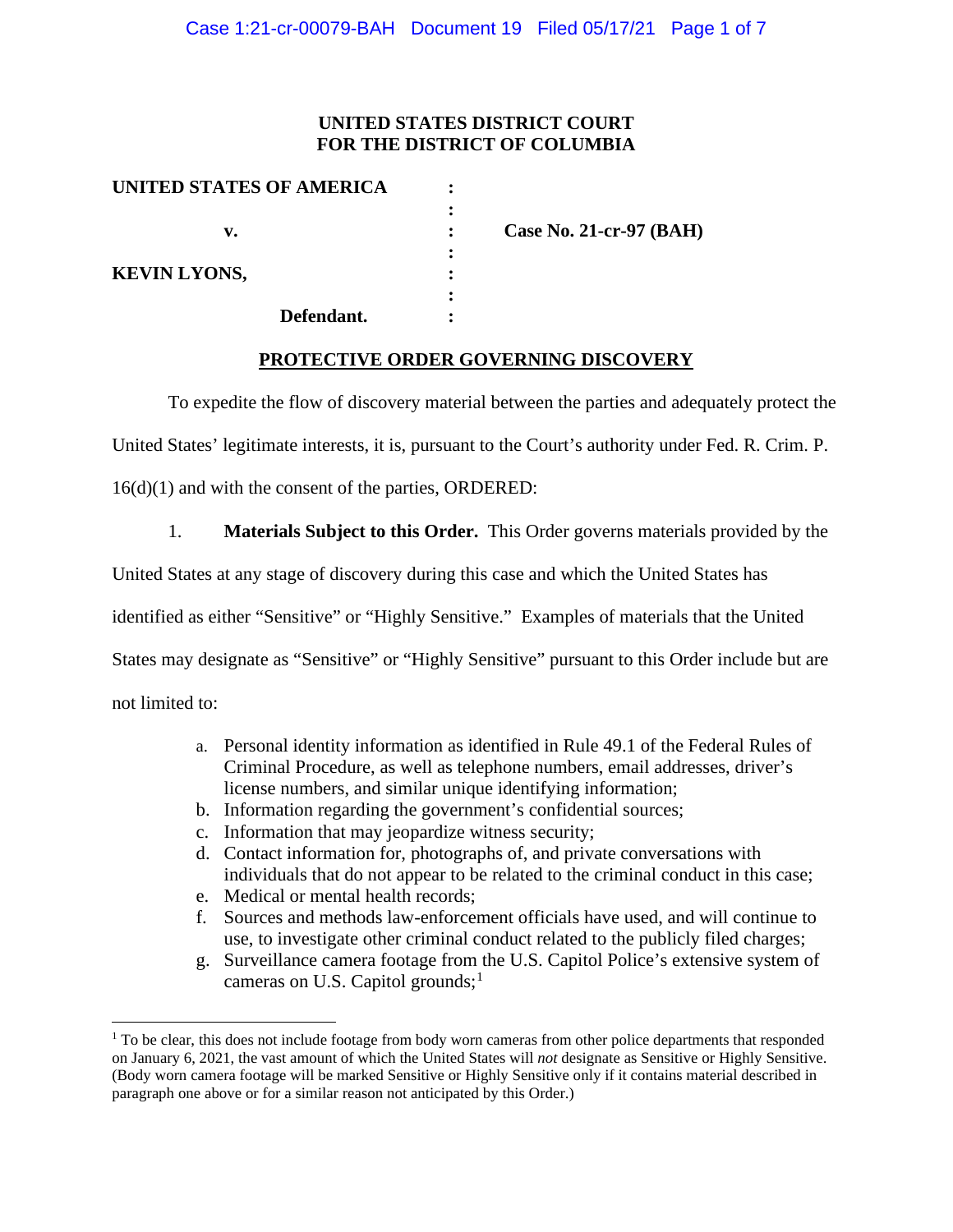**UNITED STATES DISTRICT COURT**
**FOR THE DISTRICT OF COLUMBIA**

| | | |
|---|---|---|
| **UNITED STATES OF AMERICA** | : | |
| | : | |
| **v.** | : | **Case No. 21-cr-97 (BAH)** |
| | : | |
| **KEVIN LYONS,** | : | |
| | : | |
| **Defendant.** | : | |

**PROTECTIVE ORDER GOVERNING DISCOVERY**

To expedite the flow of discovery material between the parties and adequately protect the United States' legitimate interests, it is, pursuant to the Court's authority under Fed. R. Crim. P. 16(d)(1) and with the consent of the parties, ORDERED:

1. **Materials Subject to this Order.** This Order governs materials provided by the United States at any stage of discovery during this case and which the United States has identified as either "Sensitive" or "Highly Sensitive." Examples of materials that the United States may designate as "Sensitive" or "Highly Sensitive" pursuant to this Order include but are not limited to:

   a. Personal identity information as identified in Rule 49.1 of the Federal Rules of Criminal Procedure, as well as telephone numbers, email addresses, driver's license numbers, and similar unique identifying information;
   b. Information regarding the government's confidential sources;
   c. Information that may jeopardize witness security;
   d. Contact information for, photographs of, and private conversations with individuals that do not appear to be related to the criminal conduct in this case;
   e. Medical or mental health records;
   f. Sources and methods law-enforcement officials have used, and will continue to use, to investigate other criminal conduct related to the publicly filed charges;
   g. Surveillance camera footage from the U.S. Capitol Police's extensive system of cameras on U.S. Capitol grounds;[1]

[1] To be clear, this does not include footage from body worn cameras from other police departments that responded on January 6, 2021, the vast amount of which the United States will *not* designate as Sensitive or Highly Sensitive. (Body worn camera footage will be marked Sensitive or Highly Sensitive only if it contains material described in paragraph one above or for a similar reason not anticipated by this Order.)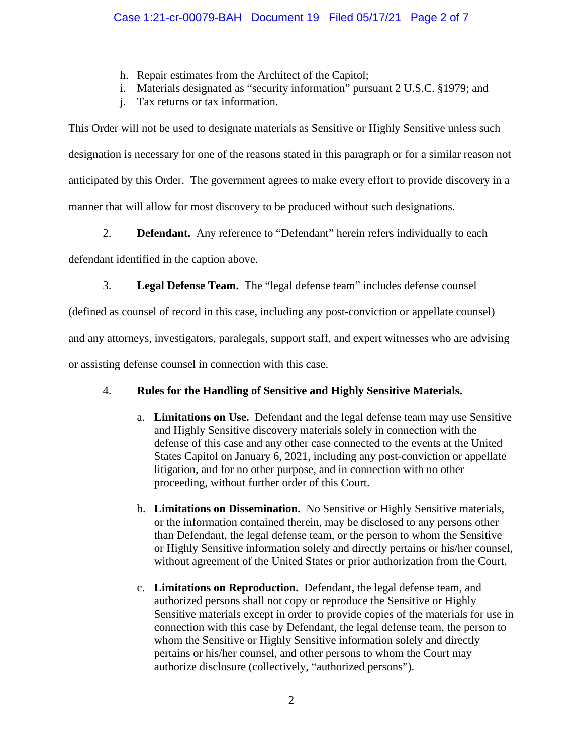h. Repair estimates from the Architect of the Capitol;
i. Materials designated as "security information" pursuant 2 U.S.C. §1979; and
j. Tax returns or tax information.

This Order will not be used to designate materials as Sensitive or Highly Sensitive unless such designation is necessary for one of the reasons stated in this paragraph or for a similar reason not anticipated by this Order. The government agrees to make every effort to provide discovery in a manner that will allow for most discovery to be produced without such designations.

2. **Defendant.** Any reference to "Defendant" herein refers individually to each defendant identified in the caption above.

3. **Legal Defense Team.** The "legal defense team" includes defense counsel (defined as counsel of record in this case, including any post-conviction or appellate counsel) and any attorneys, investigators, paralegals, support staff, and expert witnesses who are advising or assisting defense counsel in connection with this case.

4. **Rules for the Handling of Sensitive and Highly Sensitive Materials.**

a. **Limitations on Use.** Defendant and the legal defense team may use Sensitive and Highly Sensitive discovery materials solely in connection with the defense of this case and any other case connected to the events at the United States Capitol on January 6, 2021, including any post-conviction or appellate litigation, and for no other purpose, and in connection with no other proceeding, without further order of this Court.

b. **Limitations on Dissemination.** No Sensitive or Highly Sensitive materials, or the information contained therein, may be disclosed to any persons other than Defendant, the legal defense team, or the person to whom the Sensitive or Highly Sensitive information solely and directly pertains or his/her counsel, without agreement of the United States or prior authorization from the Court.

c. **Limitations on Reproduction.** Defendant, the legal defense team, and authorized persons shall not copy or reproduce the Sensitive or Highly Sensitive materials except in order to provide copies of the materials for use in connection with this case by Defendant, the legal defense team, the person to whom the Sensitive or Highly Sensitive information solely and directly pertains or his/her counsel, and other persons to whom the Court may authorize disclosure (collectively, "authorized persons").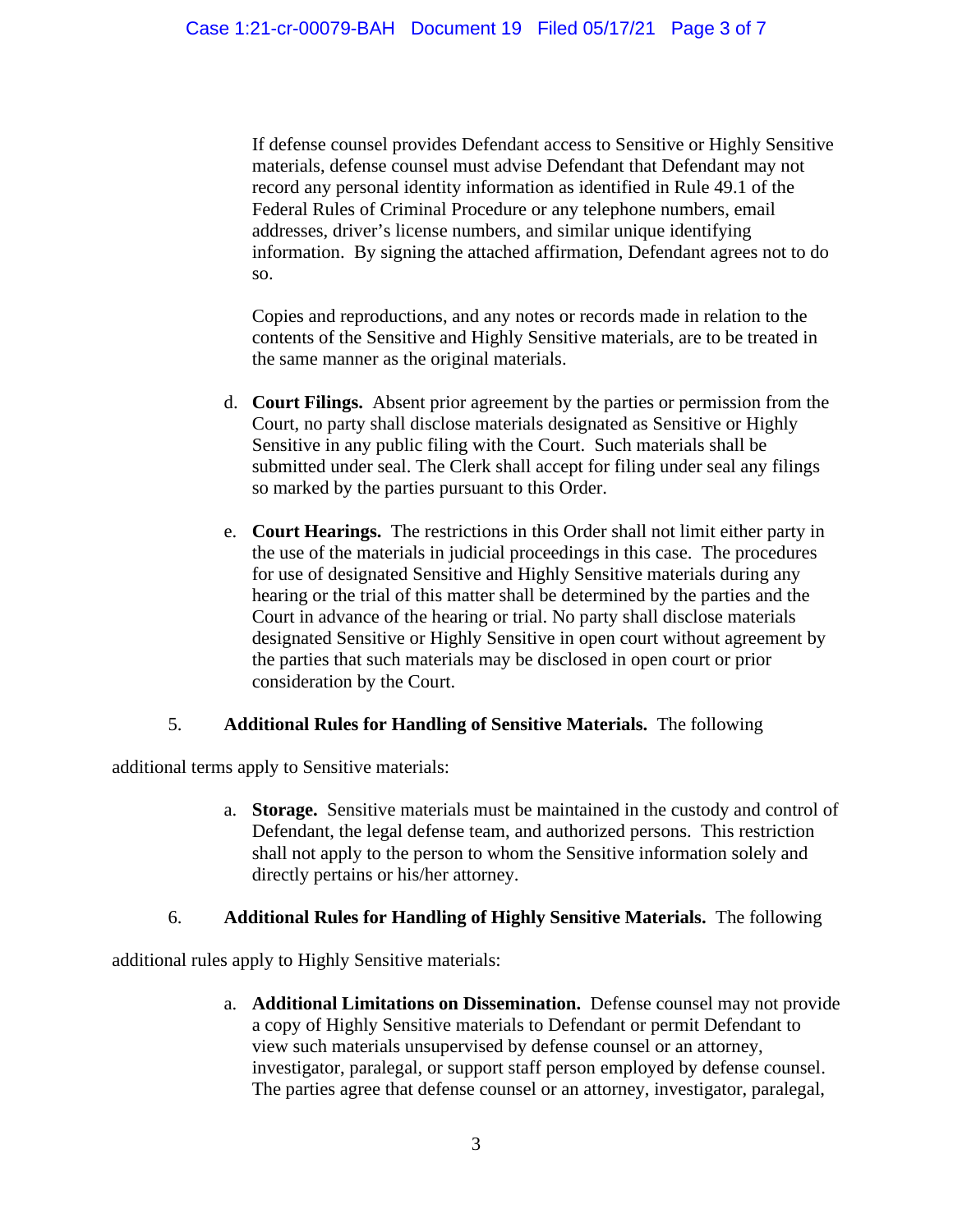If defense counsel provides Defendant access to Sensitive or Highly Sensitive materials, defense counsel must advise Defendant that Defendant may not record any personal identity information as identified in Rule 49.1 of the Federal Rules of Criminal Procedure or any telephone numbers, email addresses, driver's license numbers, and similar unique identifying information. By signing the attached affirmation, Defendant agrees not to do so.

Copies and reproductions, and any notes or records made in relation to the contents of the Sensitive and Highly Sensitive materials, are to be treated in the same manner as the original materials.

d. **Court Filings.** Absent prior agreement by the parties or permission from the Court, no party shall disclose materials designated as Sensitive or Highly Sensitive in any public filing with the Court. Such materials shall be submitted under seal. The Clerk shall accept for filing under seal any filings so marked by the parties pursuant to this Order.

e. **Court Hearings.** The restrictions in this Order shall not limit either party in the use of the materials in judicial proceedings in this case. The procedures for use of designated Sensitive and Highly Sensitive materials during any hearing or the trial of this matter shall be determined by the parties and the Court in advance of the hearing or trial. No party shall disclose materials designated Sensitive or Highly Sensitive in open court without agreement by the parties that such materials may be disclosed in open court or prior consideration by the Court.

5. **Additional Rules for Handling of Sensitive Materials.** The following additional terms apply to Sensitive materials:

a. **Storage.** Sensitive materials must be maintained in the custody and control of Defendant, the legal defense team, and authorized persons. This restriction shall not apply to the person to whom the Sensitive information solely and directly pertains or his/her attorney.

6. **Additional Rules for Handling of Highly Sensitive Materials.** The following additional rules apply to Highly Sensitive materials:

a. **Additional Limitations on Dissemination.** Defense counsel may not provide a copy of Highly Sensitive materials to Defendant or permit Defendant to view such materials unsupervised by defense counsel or an attorney, investigator, paralegal, or support staff person employed by defense counsel. The parties agree that defense counsel or an attorney, investigator, paralegal,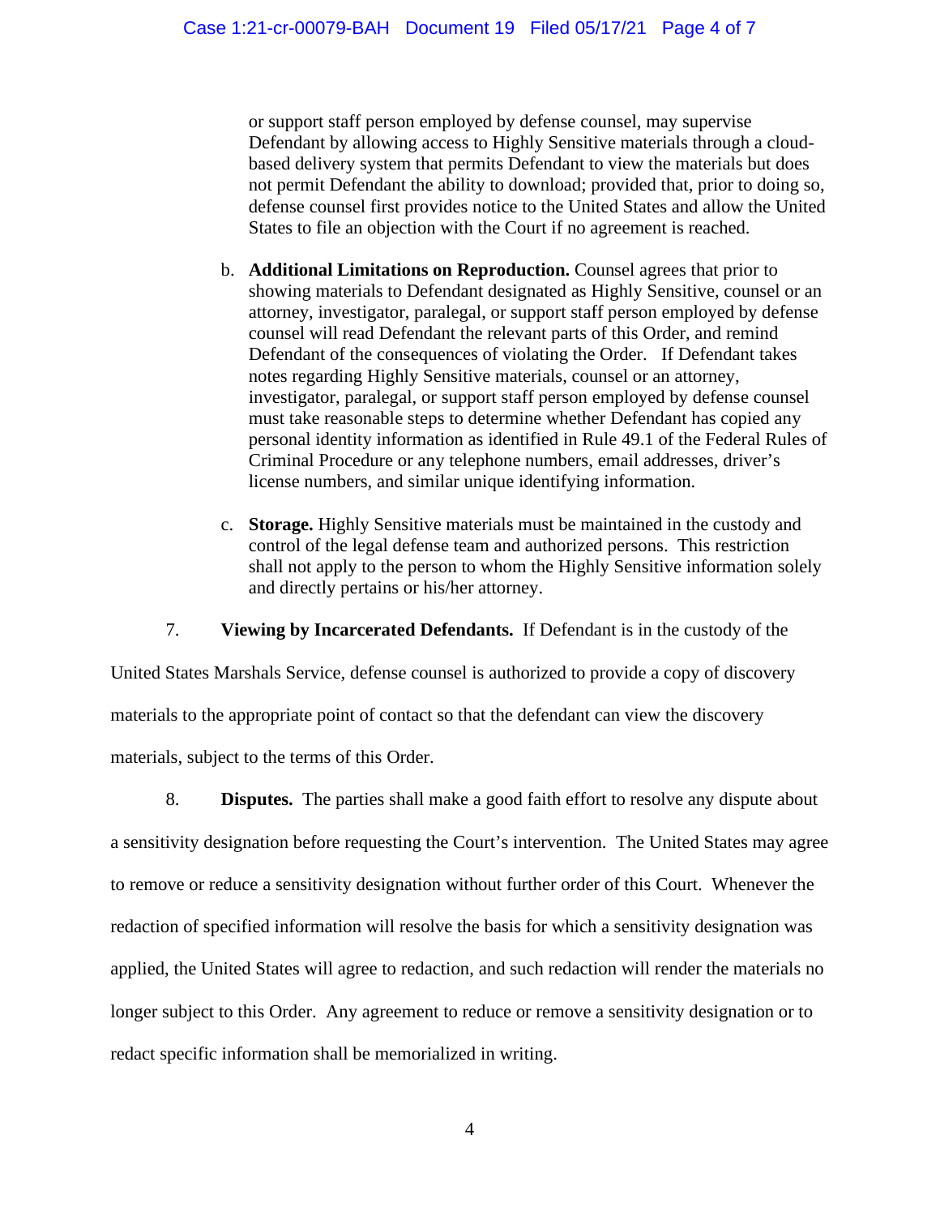or support staff person employed by defense counsel, may supervise Defendant by allowing access to Highly Sensitive materials through a cloud-based delivery system that permits Defendant to view the materials but does not permit Defendant the ability to download; provided that, prior to doing so, defense counsel first provides notice to the United States and allow the United States to file an objection with the Court if no agreement is reached.

b. **Additional Limitations on Reproduction.** Counsel agrees that prior to showing materials to Defendant designated as Highly Sensitive, counsel or an attorney, investigator, paralegal, or support staff person employed by defense counsel will read Defendant the relevant parts of this Order, and remind Defendant of the consequences of violating the Order. If Defendant takes notes regarding Highly Sensitive materials, counsel or an attorney, investigator, paralegal, or support staff person employed by defense counsel must take reasonable steps to determine whether Defendant has copied any personal identity information as identified in Rule 49.1 of the Federal Rules of Criminal Procedure or any telephone numbers, email addresses, driver's license numbers, and similar unique identifying information.

c. **Storage.** Highly Sensitive materials must be maintained in the custody and control of the legal defense team and authorized persons. This restriction shall not apply to the person to whom the Highly Sensitive information solely and directly pertains or his/her attorney.

7. **Viewing by Incarcerated Defendants.** If Defendant is in the custody of the United States Marshals Service, defense counsel is authorized to provide a copy of discovery materials to the appropriate point of contact so that the defendant can view the discovery materials, subject to the terms of this Order.

8. **Disputes.** The parties shall make a good faith effort to resolve any dispute about a sensitivity designation before requesting the Court's intervention. The United States may agree to remove or reduce a sensitivity designation without further order of this Court. Whenever the redaction of specified information will resolve the basis for which a sensitivity designation was applied, the United States will agree to redaction, and such redaction will render the materials no longer subject to this Order. Any agreement to reduce or remove a sensitivity designation or to redact specific information shall be memorialized in writing.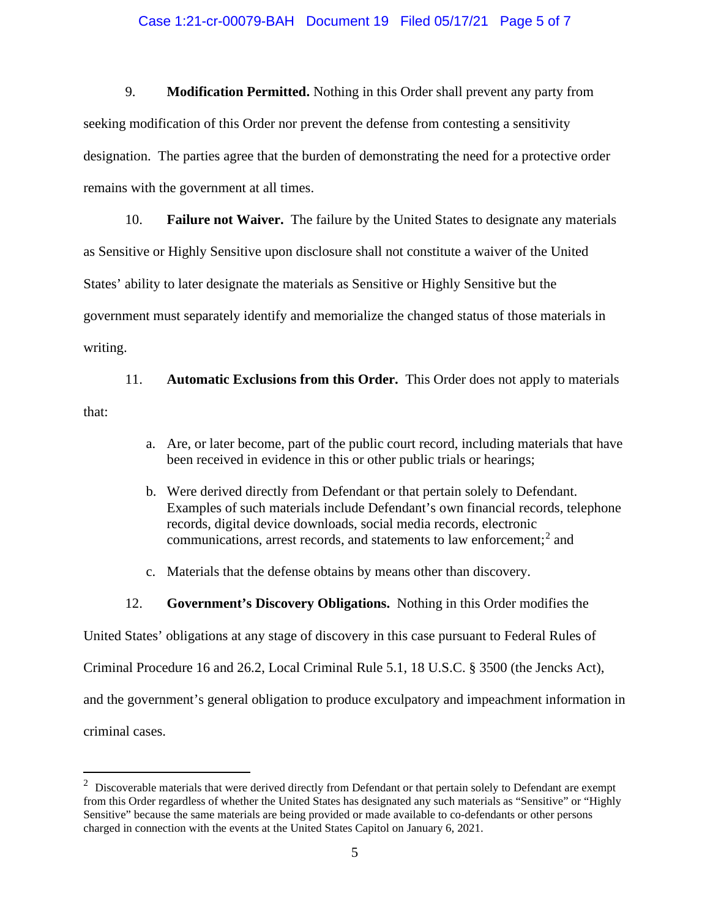9. **Modification Permitted.** Nothing in this Order shall prevent any party from seeking modification of this Order nor prevent the defense from contesting a sensitivity designation. The parties agree that the burden of demonstrating the need for a protective order remains with the government at all times.

10. **Failure not Waiver.** The failure by the United States to designate any materials as Sensitive or Highly Sensitive upon disclosure shall not constitute a waiver of the United States' ability to later designate the materials as Sensitive or Highly Sensitive but the government must separately identify and memorialize the changed status of those materials in writing.

11. **Automatic Exclusions from this Order.** This Order does not apply to materials that:

a. Are, or later become, part of the public court record, including materials that have been received in evidence in this or other public trials or hearings;

b. Were derived directly from Defendant or that pertain solely to Defendant. Examples of such materials include Defendant's own financial records, telephone records, digital device downloads, social media records, electronic communications, arrest records, and statements to law enforcement;[2] and

c. Materials that the defense obtains by means other than discovery.

12. **Government's Discovery Obligations.** Nothing in this Order modifies the United States' obligations at any stage of discovery in this case pursuant to Federal Rules of Criminal Procedure 16 and 26.2, Local Criminal Rule 5.1, 18 U.S.C. § 3500 (the Jencks Act), and the government's general obligation to produce exculpatory and impeachment information in criminal cases.

---

[2] Discoverable materials that were derived directly from Defendant or that pertain solely to Defendant are exempt from this Order regardless of whether the United States has designated any such materials as "Sensitive" or "Highly Sensitive" because the same materials are being provided or made available to co-defendants or other persons charged in connection with the events at the United States Capitol on January 6, 2021.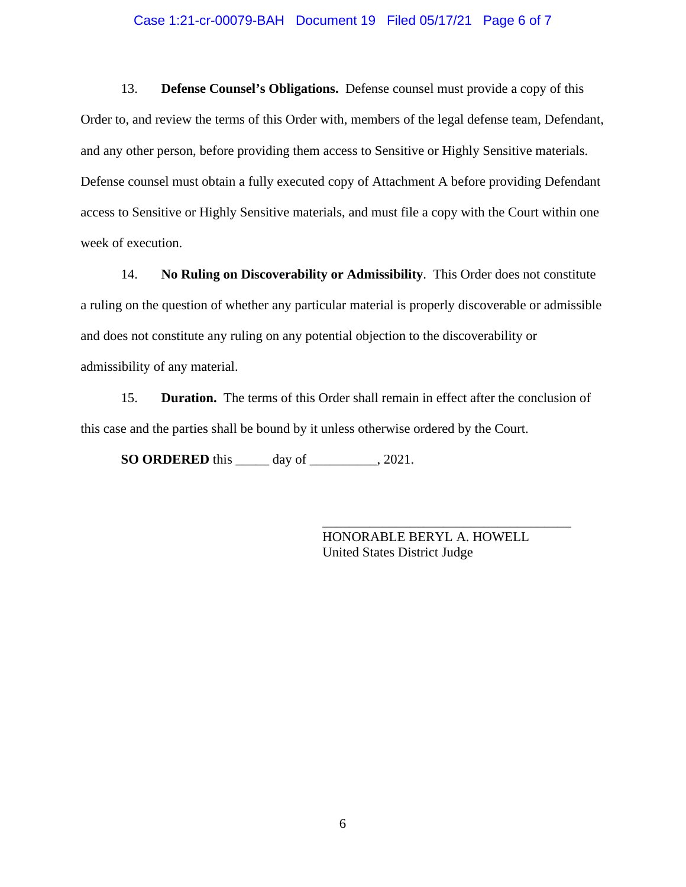13. **Defense Counsel's Obligations.** Defense counsel must provide a copy of this Order to, and review the terms of this Order with, members of the legal defense team, Defendant, and any other person, before providing them access to Sensitive or Highly Sensitive materials. Defense counsel must obtain a fully executed copy of Attachment A before providing Defendant access to Sensitive or Highly Sensitive materials, and must file a copy with the Court within one week of execution.

14. **No Ruling on Discoverability or Admissibility**. This Order does not constitute a ruling on the question of whether any particular material is properly discoverable or admissible and does not constitute any ruling on any potential objection to the discoverability or admissibility of any material.

15. **Duration.** The terms of this Order shall remain in effect after the conclusion of this case and the parties shall be bound by it unless otherwise ordered by the Court.

**SO ORDERED** this _____ day of __________, 2021.

_____________________________________
HONORABLE BERYL A. HOWELL
United States District Judge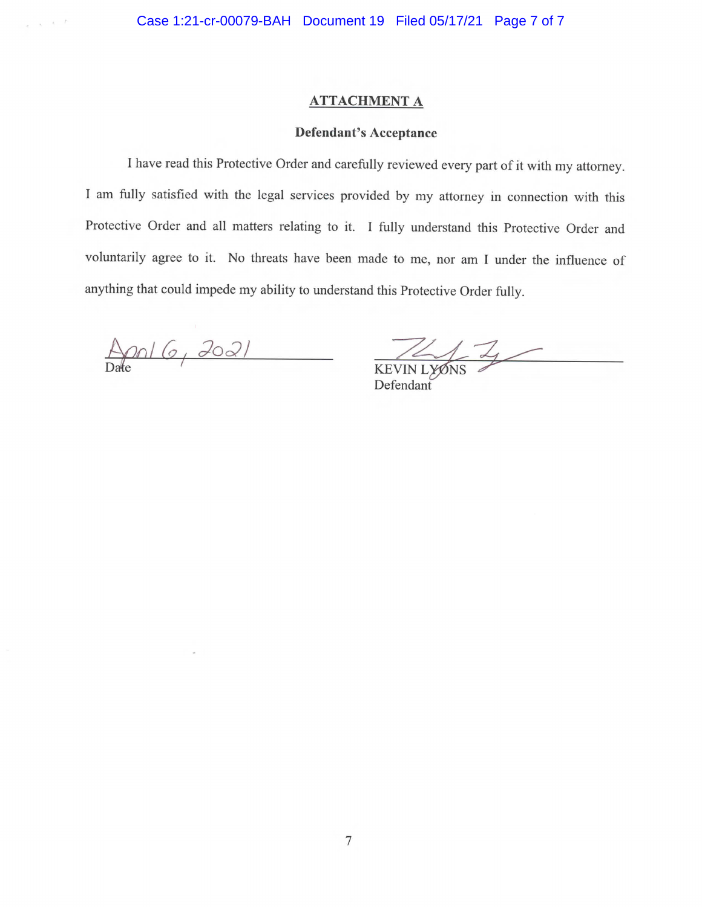**ATTACHMENT A**

**Defendant's Acceptance**

I have read this Protective Order and carefully reviewed every part of it with my attorney. I am fully satisfied with the legal services provided by my attorney in connection with this Protective Order and all matters relating to it. I fully understand this Protective Order and voluntarily agree to it. No threats have been made to me, nor am I under the influence of anything that could impede my ability to understand this Protective Order fully.

April 6, 2021
Date

KEVIN LYONS
Defendant